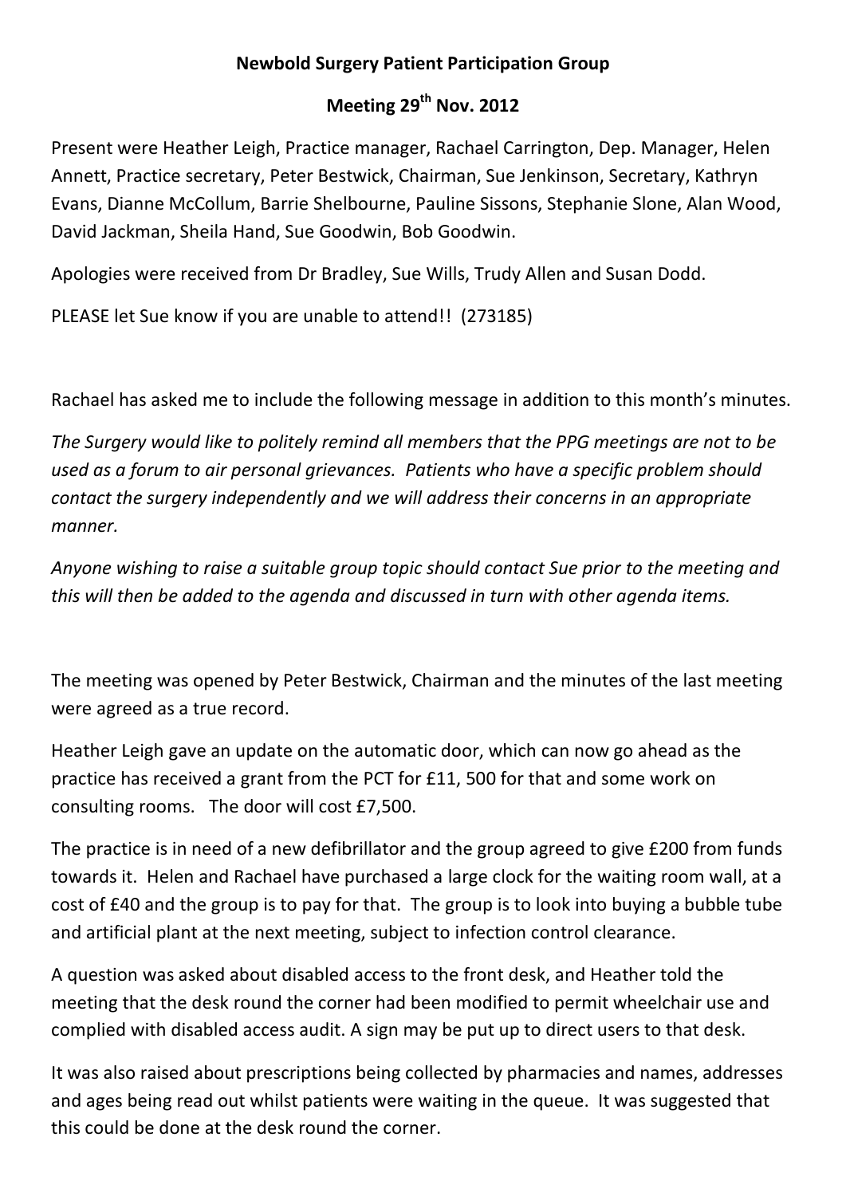**Newbold Surgery Patient Participation Group**

**Meeting 29th Nov. 2012**

Present were Heather Leigh, Practice manager, Rachael Carrington, Dep. Manager, Helen Annett, Practice secretary, Peter Bestwick, Chairman, Sue Jenkinson, Secretary, Kathryn Evans, Dianne McCollum, Barrie Shelbourne, Pauline Sissons, Stephanie Slone, Alan Wood, David Jackman, Sheila Hand, Sue Goodwin, Bob Goodwin.

Apologies were received from Dr Bradley, Sue Wills, Trudy Allen and Susan Dodd.

PLEASE let Sue know if you are unable to attend!! (273185)

Rachael has asked me to include the following message in addition to this month's minutes.

*The Surgery would like to politely remind all members that the PPG meetings are not to be used as a forum to air personal grievances. Patients who have a specific problem should contact the surgery independently and we will address their concerns in an appropriate manner.*

*Anyone wishing to raise a suitable group topic should contact Sue prior to the meeting and this will then be added to the agenda and discussed in turn with other agenda items.*

The meeting was opened by Peter Bestwick, Chairman and the minutes of the last meeting were agreed as a true record.

Heather Leigh gave an update on the automatic door, which can now go ahead as the practice has received a grant from the PCT for £11, 500 for that and some work on consulting rooms. The door will cost £7,500.

The practice is in need of a new defibrillator and the group agreed to give £200 from funds towards it. Helen and Rachael have purchased a large clock for the waiting room wall, at a cost of £40 and the group is to pay for that. The group is to look into buying a bubble tube and artificial plant at the next meeting, subject to infection control clearance.

A question was asked about disabled access to the front desk, and Heather told the meeting that the desk round the corner had been modified to permit wheelchair use and complied with disabled access audit. A sign may be put up to direct users to that desk.

It was also raised about prescriptions being collected by pharmacies and names, addresses and ages being read out whilst patients were waiting in the queue. It was suggested that this could be done at the desk round the corner.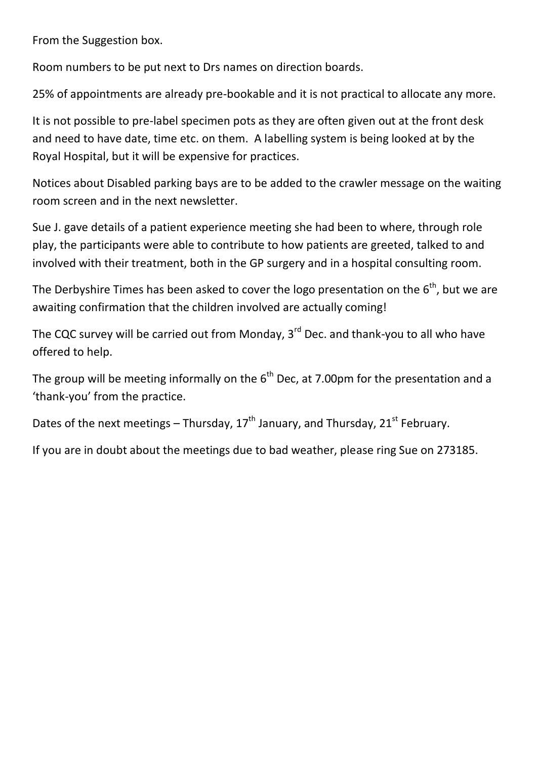From the Suggestion box.

Room numbers to be put next to Drs names on direction boards.

25% of appointments are already pre-bookable and it is not practical to allocate any more.

It is not possible to pre-label specimen pots as they are often given out at the front desk and need to have date, time etc. on them. A labelling system is being looked at by the Royal Hospital, but it will be expensive for practices.

Notices about Disabled parking bays are to be added to the crawler message on the waiting room screen and in the next newsletter.

Sue J. gave details of a patient experience meeting she had been to where, through role play, the participants were able to contribute to how patients are greeted, talked to and involved with their treatment, both in the GP surgery and in a hospital consulting room.

The Derbyshire Times has been asked to cover the logo presentation on the 6th, but we are awaiting confirmation that the children involved are actually coming!

The CQC survey will be carried out from Monday, 3rd Dec. and thank-you to all who have offered to help.

The group will be meeting informally on the 6th Dec, at 7.00pm for the presentation and a 'thank-you' from the practice.

Dates of the next meetings – Thursday, 17th January, and Thursday, 21st February.

If you are in doubt about the meetings due to bad weather, please ring Sue on 273185.